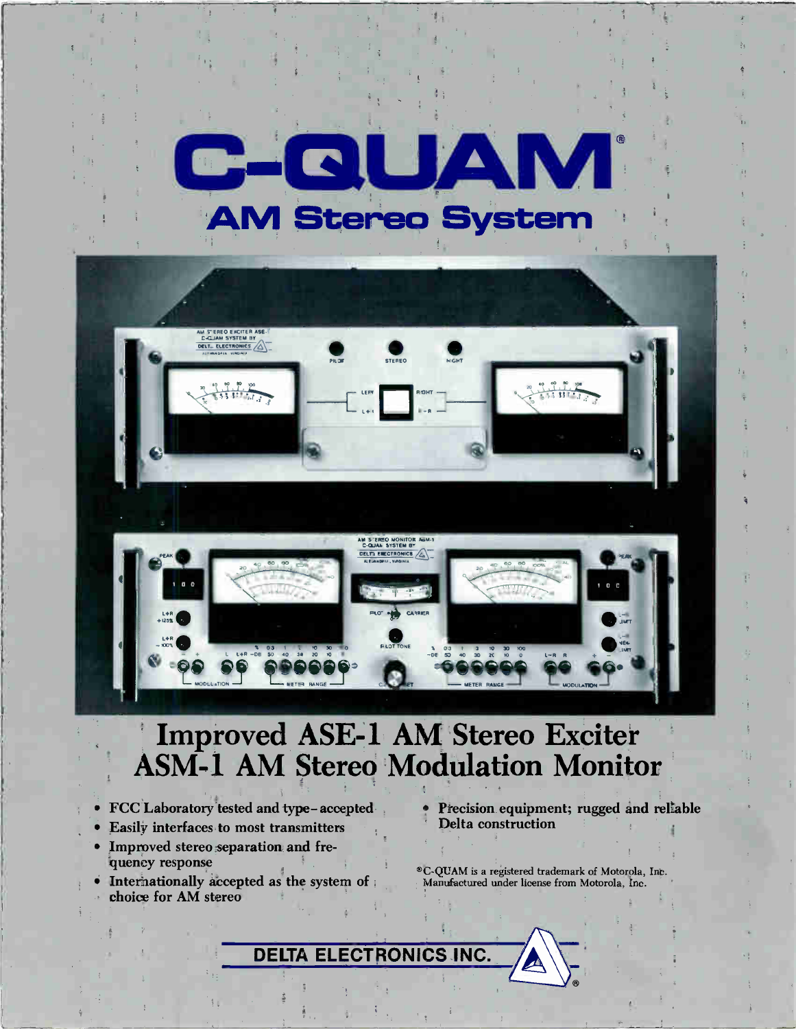# C-QUAM®

## AM Stereo System

# Improved ASE-1 AM Stereo Exciter
# ASM-1 AM Stereo Modulation Monitor

- FCC Laboratory tested and type-accepted
- Easily interfaces to most transmitters
- Improved stereo separation and frequency response
- Internationally accepted as the system of choice for AM stereo
- Precision equipment; rugged and reliable Delta construction

®C-QUAM is a registered trademark of Motorola, Inc. Manufactured under license from Motorola, Inc.

**DELTA ELECTRONICS INC.**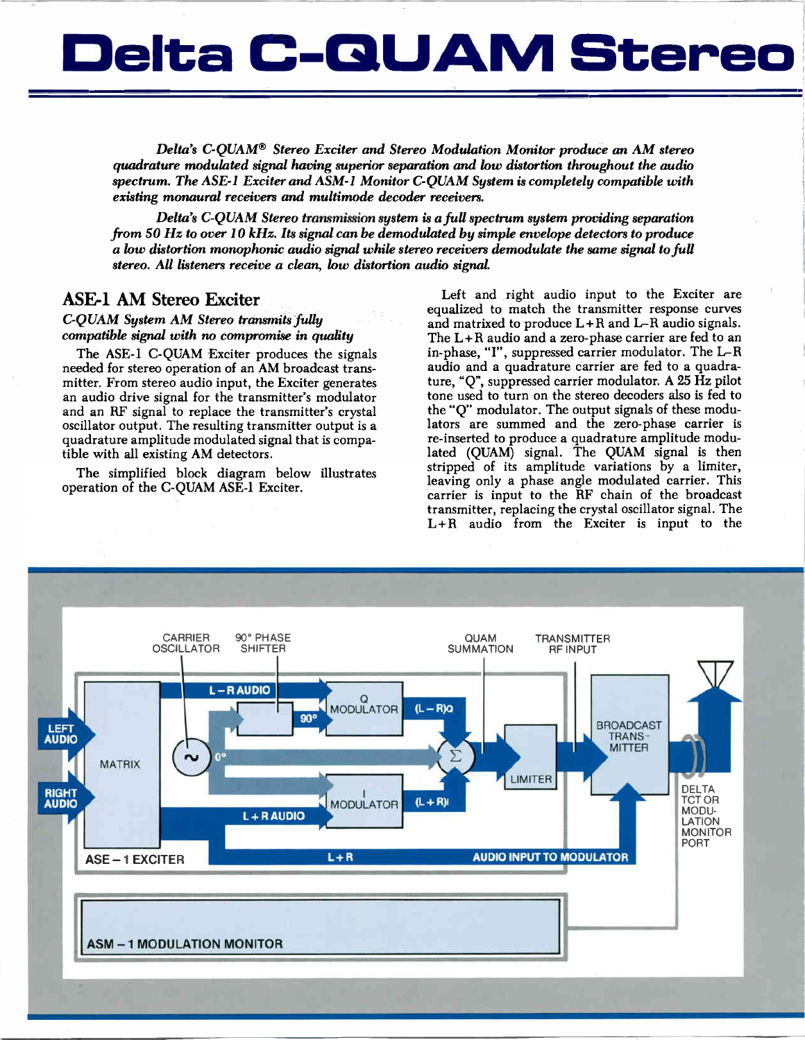# Delta C-QUAM Stereo

*Delta's C-QUAM® Stereo Exciter and Stereo Modulation Monitor produce an AM stereo quadrature modulated signal having superior separation and low distortion throughout the audio spectrum. The ASE-1 Exciter and ASM-1 Monitor C-QUAM System is completely compatible with existing monaural receivers and multimode decoder receivers.*

*Delta's C-QUAM Stereo transmission system is a full spectrum system providing separation from 50 Hz to over 10 kHz. Its signal can be demodulated by simple envelope detectors to produce a low distortion monophonic audio signal while stereo receivers demodulate the same signal to full stereo. All listeners receive a clean, low distortion audio signal.*

## ASE-1 AM Stereo Exciter

### *C-QUAM System AM Stereo transmits fully compatible signal with no compromise in quality*

The ASE-1 C-QUAM Exciter produces the signals needed for stereo operation of an AM broadcast transmitter. From stereo audio input, the Exciter generates an audio drive signal for the transmitter's modulator and an RF signal to replace the transmitter's crystal oscillator output. The resulting transmitter output is a quadrature amplitude modulated signal that is compatible with all existing AM detectors.

The simplified block diagram below illustrates operation of the C-QUAM ASE-1 Exciter.

Left and right audio input to the Exciter are equalized to match the transmitter response curves and matrixed to produce L+R and L–R audio signals. The L+R audio and a zero-phase carrier are fed to an in-phase, "I", suppressed carrier modulator. The L–R audio and a quadrature carrier are fed to a quadrature, "Q", suppressed carrier modulator. A 25 Hz pilot tone used to turn on the stereo decoders also is fed to the "Q" modulator. The output signals of these modulators are summed and the zero-phase carrier is re-inserted to produce a quadrature amplitude modulated (QUAM) signal. The QUAM signal is then stripped of its amplitude variations by a limiter, leaving only a phase angle modulated carrier. This carrier is input to the RF chain of the broadcast transmitter, replacing the crystal oscillator signal. The L+R audio from the Exciter is input to the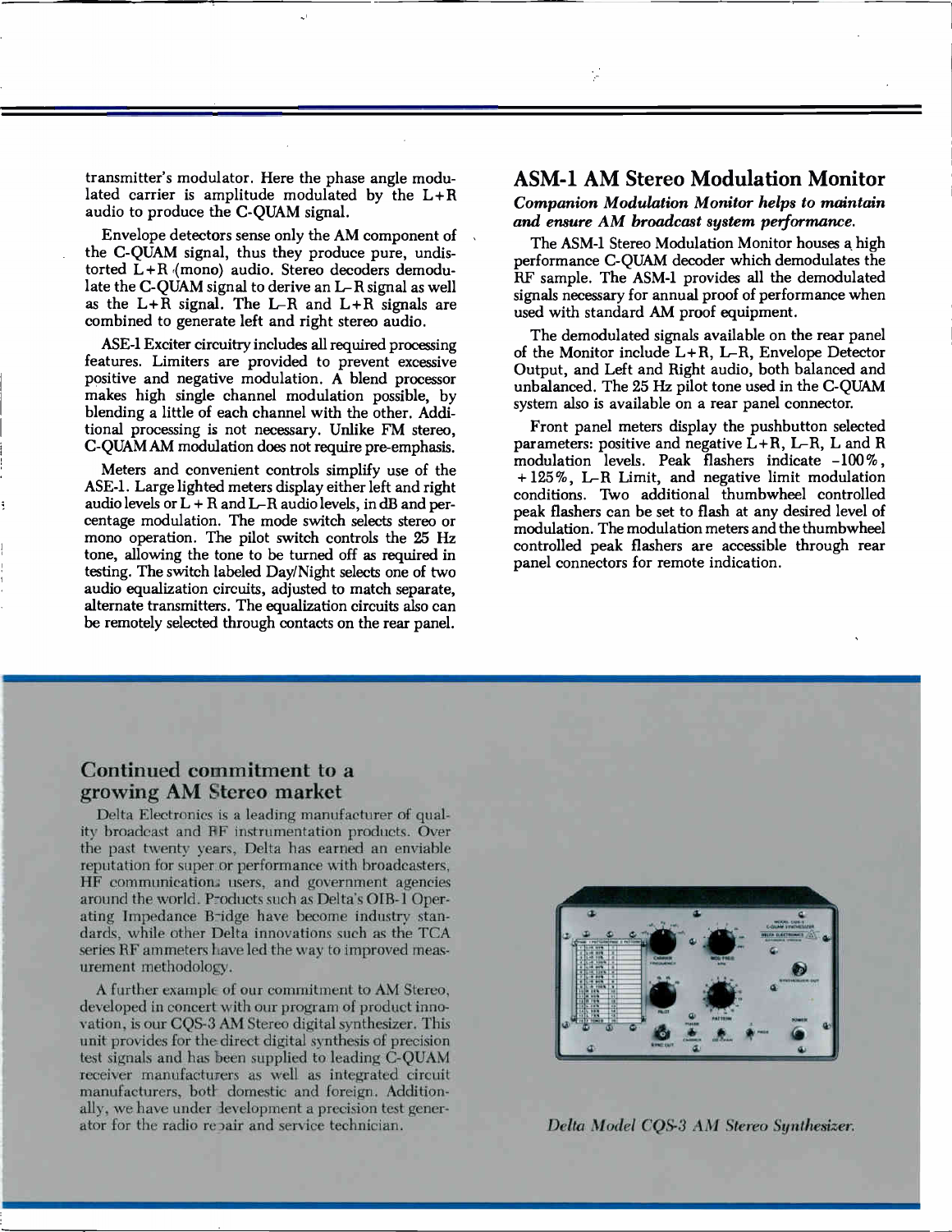transmitter's modulator. Here the phase angle modulated carrier is amplitude modulated by the L+R audio to produce the C-QUAM signal.

Envelope detectors sense only the AM component of the C-QUAM signal, thus they produce pure, undistorted L+R (mono) audio. Stereo decoders demodulate the C-QUAM signal to derive an L–R signal as well as the L+R signal. The L–R and L+R signals are combined to generate left and right stereo audio.

ASE-1 Exciter circuitry includes all required processing features. Limiters are provided to prevent excessive positive and negative modulation. A blend processor makes high single channel modulation possible, by blending a little of each channel with the other. Additional processing is not necessary. Unlike FM stereo, C-QUAM AM modulation does not require pre-emphasis.

Meters and convenient controls simplify use of the ASE-1. Large lighted meters display either left and right audio levels or L + R and L–R audio levels, in dB and percentage modulation. The mode switch selects stereo or mono operation. The pilot switch controls the 25 Hz tone, allowing the tone to be turned off as required in testing. The switch labeled Day/Night selects one of two audio equalization circuits, adjusted to match separate, alternate transmitters. The equalization circuits also can be remotely selected through contacts on the rear panel.

## ASM-1 AM Stereo Modulation Monitor

***Companion Modulation Monitor helps to maintain and ensure AM broadcast system performance.***

The ASM-1 Stereo Modulation Monitor houses a high performance C-QUAM decoder which demodulates the RF sample. The ASM-1 provides all the demodulated signals necessary for annual proof of performance when used with standard AM proof equipment.

The demodulated signals available on the rear panel of the Monitor include L+R, L–R, Envelope Detector Output, and Left and Right audio, both balanced and unbalanced. The 25 Hz pilot tone used in the C-QUAM system also is available on a rear panel connector.

Front panel meters display the pushbutton selected parameters: positive and negative L+R, L–R, L and R modulation levels. Peak flashers indicate –100%, +125%, L–R Limit, and negative limit modulation conditions. Two additional thumbwheel controlled peak flashers can be set to flash at any desired level of modulation. The modulation meters and the thumbwheel controlled peak flashers are accessible through rear panel connectors for remote indication.

## Continued commitment to a growing AM Stereo market

Delta Electronics is a leading manufacturer of quality broadcast and RF instrumentation products. Over the past twenty years, Delta has earned an enviable reputation for superior performance with broadcasters, HF communications users, and government agencies around the world. Products such as Delta's OIB-1 Operating Impedance Bridge have become industry standards, while other Delta innovations such as the TCA series RF ammeters have led the way to improved measurement methodology.

A further example of our commitment to AM Stereo, developed in concert with our program of product innovation, is our CQS-3 AM Stereo digital synthesizer. This unit provides for the direct digital synthesis of precision test signals and has been supplied to leading C-QUAM receiver manufacturers as well as integrated circuit manufacturers, both domestic and foreign. Additionally, we have under development a precision test generator for the radio repair and service technician.

*Delta Model CQS-3 AM Stereo Synthesizer.*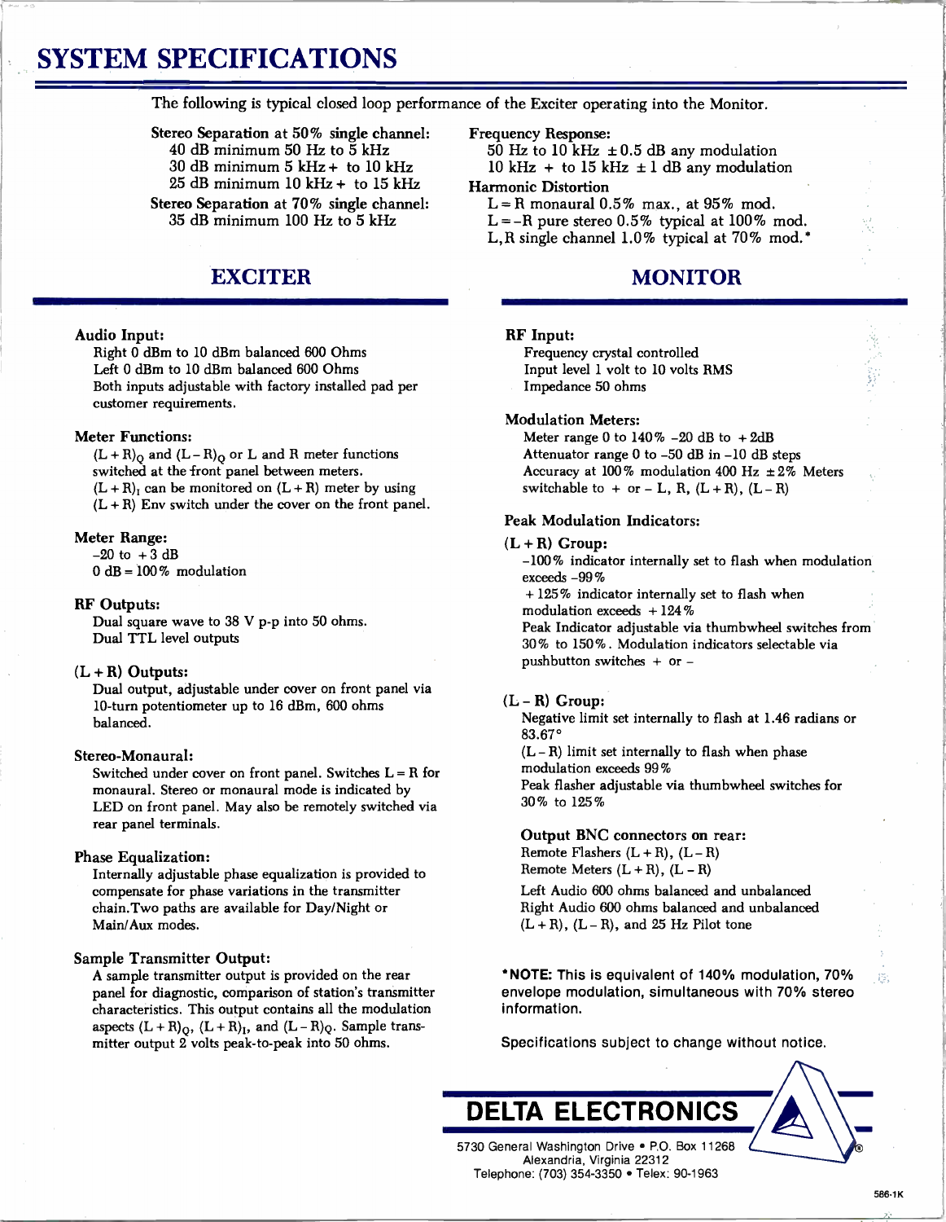# SYSTEM SPECIFICATIONS

The following is typical closed loop performance of the Exciter operating into the Monitor.

**Stereo Separation at 50% single channel:**
40 dB minimum 50 Hz to 5 kHz
30 dB minimum 5 kHz+ to 10 kHz
25 dB minimum 10 kHz+ to 15 kHz

**Stereo Separation at 70% single channel:**
35 dB minimum 100 Hz to 5 kHz

**Frequency Response:**
50 Hz to 10 kHz ±0.5 dB any modulation
10 kHz + to 15 kHz ±1 dB any modulation

**Harmonic Distortion**
L = R monaural 0.5% max., at 95% mod.
L = –R pure stereo 0.5% typical at 100% mod.
L,R single channel 1.0% typical at 70% mod.*

## EXCITER

**Audio Input:**
Right 0 dBm to 10 dBm balanced 600 Ohms
Left 0 dBm to 10 dBm balanced 600 Ohms
Both inputs adjustable with factory installed pad per customer requirements.

**Meter Functions:**
$(L+R)_Q$ and $(L-R)_Q$ or L and R meter functions switched at the front panel between meters.
$(L+R)_I$ can be monitored on (L + R) meter by using (L + R) Env switch under the cover on the front panel.

**Meter Range:**
–20 to +3 dB
0 dB = 100% modulation

**RF Outputs:**
Dual square wave to 38 V p-p into 50 ohms.
Dual TTL level outputs

**(L + R) Outputs:**
Dual output, adjustable under cover on front panel via 10-turn potentiometer up to 16 dBm, 600 ohms balanced.

**Stereo-Monaural:**
Switched under cover on front panel. Switches L = R for monaural. Stereo or monaural mode is indicated by LED on front panel. May also be remotely switched via rear panel terminals.

**Phase Equalization:**
Internally adjustable phase equalization is provided to compensate for phase variations in the transmitter chain. Two paths are available for Day/Night or Main/Aux modes.

**Sample Transmitter Output:**
A sample transmitter output is provided on the rear panel for diagnostic, comparison of station's transmitter characteristics. This output contains all the modulation aspects $(L+R)_Q$, $(L+R)_I$, and $(L-R)_Q$. Sample transmitter output 2 volts peak-to-peak into 50 ohms.

## MONITOR

**RF Input:**
Frequency crystal controlled
Input level 1 volt to 10 volts RMS
Impedance 50 ohms

**Modulation Meters:**
Meter range 0 to 140% –20 dB to +2dB
Attenuator range 0 to –50 dB in –10 dB steps
Accuracy at 100% modulation 400 Hz ±2% Meters switchable to + or – L, R, (L + R), (L – R)

**Peak Modulation Indicators:**

**(L + R) Group:**
–100% indicator internally set to flash when modulation exceeds –99%
+125% indicator internally set to flash when modulation exceeds +124%
Peak Indicator adjustable via thumbwheel switches from 30% to 150%. Modulation indicators selectable via pushbutton switches + or –

**(L – R) Group:**
Negative limit set internally to flash at 1.46 radians or 83.67°
(L – R) limit set internally to flash when phase modulation exceeds 99%
Peak flasher adjustable via thumbwheel switches for 30% to 125%

**Output BNC connectors on rear:**
Remote Flashers (L + R), (L – R)
Remote Meters (L + R), (L – R)
Left Audio 600 ohms balanced and unbalanced
Right Audio 600 ohms balanced and unbalanced
(L + R), (L – R), and 25 Hz Pilot tone

***NOTE:** This is equivalent of 140% modulation, 70% envelope modulation, simultaneous with 70% stereo information.

Specifications subject to change without notice.

**DELTA ELECTRONICS**
5730 General Washington Drive • P.O. Box 11268
Alexandria, Virginia 22312
Telephone: (703) 354-3350 • Telex: 90-1963

586-1K